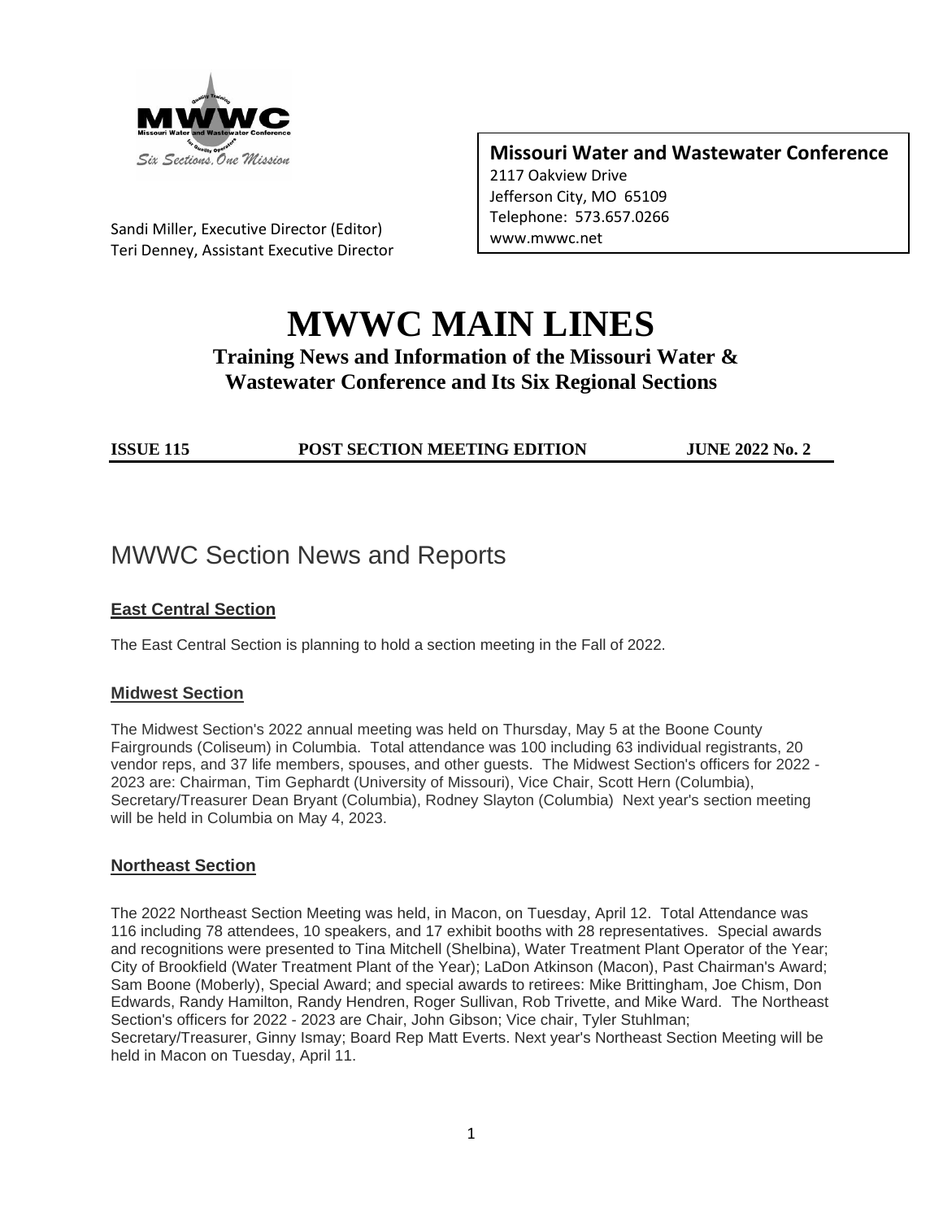Sandi Miller, Executive Director (Editor)
Teri Denney, Assistant Executive Director

**Missouri Water and Wastewater Conference**
2117 Oakview Drive
Jefferson City, MO 65109
Telephone: 573.657.0266
www.mwwc.net

# MWWC MAIN LINES

**Training News and Information of the Missouri Water & Wastewater Conference and Its Six Regional Sections**

**ISSUE 115 — POST SECTION MEETING EDITION — JUNE 2022 No. 2**

## MWWC Section News and Reports

### East Central Section

The East Central Section is planning to hold a section meeting in the Fall of 2022.

### Midwest Section

The Midwest Section's 2022 annual meeting was held on Thursday, May 5 at the Boone County Fairgrounds (Coliseum) in Columbia. Total attendance was 100 including 63 individual registrants, 20 vendor reps, and 37 life members, spouses, and other guests. The Midwest Section's officers for 2022 - 2023 are: Chairman, Tim Gephardt (University of Missouri), Vice Chair, Scott Hern (Columbia), Secretary/Treasurer Dean Bryant (Columbia), Rodney Slayton (Columbia) Next year's section meeting will be held in Columbia on May 4, 2023.

### Northeast Section

The 2022 Northeast Section Meeting was held, in Macon, on Tuesday, April 12. Total Attendance was 116 including 78 attendees, 10 speakers, and 17 exhibit booths with 28 representatives. Special awards and recognitions were presented to Tina Mitchell (Shelbina), Water Treatment Plant Operator of the Year; City of Brookfield (Water Treatment Plant of the Year); LaDon Atkinson (Macon), Past Chairman's Award; Sam Boone (Moberly), Special Award; and special awards to retirees: Mike Brittingham, Joe Chism, Don Edwards, Randy Hamilton, Randy Hendren, Roger Sullivan, Rob Trivette, and Mike Ward. The Northeast Section's officers for 2022 - 2023 are Chair, John Gibson; Vice chair, Tyler Stuhlman; Secretary/Treasurer, Ginny Ismay; Board Rep Matt Everts. Next year's Northeast Section Meeting will be held in Macon on Tuesday, April 11.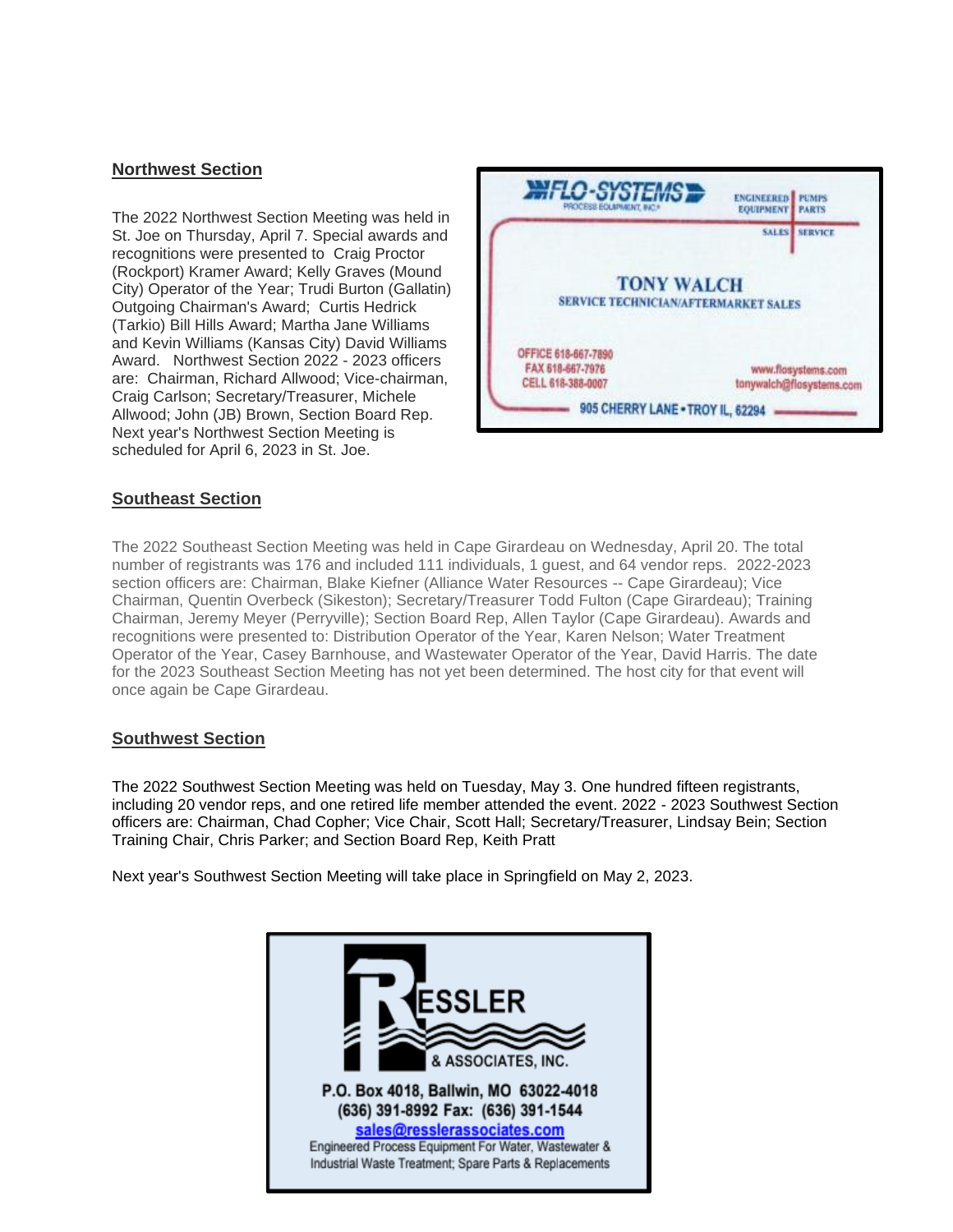## Northwest Section

The 2022 Northwest Section Meeting was held in St. Joe on Thursday, April 7. Special awards and recognitions were presented to Craig Proctor (Rockport) Kramer Award; Kelly Graves (Mound City) Operator of the Year; Trudi Burton (Gallatin) Outgoing Chairman's Award; Curtis Hedrick (Tarkio) Bill Hills Award; Martha Jane Williams and Kevin Williams (Kansas City) David Williams Award. Northwest Section 2022 - 2023 officers are: Chairman, Richard Allwood; Vice-chairman, Craig Carlson; Secretary/Treasurer, Michele Allwood; John (JB) Brown, Section Board Rep. Next year's Northwest Section Meeting is scheduled for April 6, 2023 in St. Joe.

FLO-SYSTEMS
PROCESS EQUIPMENT, INC.
ENGINEERED EQUIPMENT | PUMPS PARTS
SALES | SERVICE

**TONY WALCH**
SERVICE TECHNICIAN/AFTERMARKET SALES

OFFICE 618-667-7890
FAX 618-667-7976
CELL 618-388-0007

www.flosystems.com
tonywalch@flosystems.com

905 CHERRY LANE • TROY IL, 62294

## Southeast Section

The 2022 Southeast Section Meeting was held in Cape Girardeau on Wednesday, April 20. The total number of registrants was 176 and included 111 individuals, 1 guest, and 64 vendor reps. 2022-2023 section officers are: Chairman, Blake Kiefner (Alliance Water Resources -- Cape Girardeau); Vice Chairman, Quentin Overbeck (Sikeston); Secretary/Treasurer Todd Fulton (Cape Girardeau); Training Chairman, Jeremy Meyer (Perryville); Section Board Rep, Allen Taylor (Cape Girardeau). Awards and recognitions were presented to: Distribution Operator of the Year, Karen Nelson; Water Treatment Operator of the Year, Casey Barnhouse, and Wastewater Operator of the Year, David Harris. The date for the 2023 Southeast Section Meeting has not yet been determined. The host city for that event will once again be Cape Girardeau.

## Southwest Section

The 2022 Southwest Section Meeting was held on Tuesday, May 3. One hundred fifteen registrants, including 20 vendor reps, and one retired life member attended the event. 2022 - 2023 Southwest Section officers are: Chairman, Chad Copher; Vice Chair, Scott Hall; Secretary/Treasurer, Lindsay Bein; Section Training Chair, Chris Parker; and Section Board Rep, Keith Pratt

Next year's Southwest Section Meeting will take place in Springfield on May 2, 2023.

RESSLER
& ASSOCIATES, INC.

P.O. Box 4018, Ballwin, MO 63022-4018
(636) 391-8992 Fax: (636) 391-1544
sales@resslerassociates.com
Engineered Process Equipment For Water, Wastewater & Industrial Waste Treatment; Spare Parts & Replacements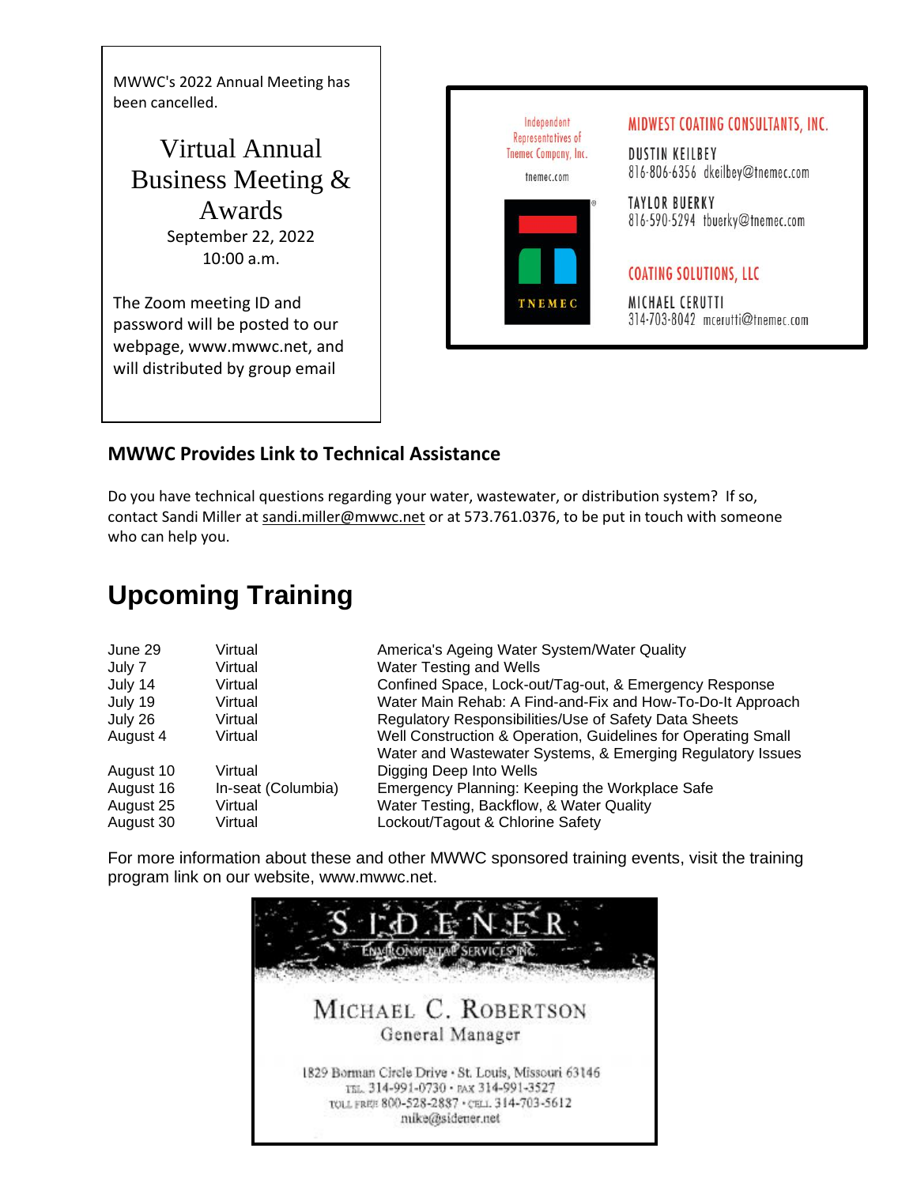MWWC's 2022 Annual Meeting has been cancelled.

## Virtual Annual Business Meeting & Awards

September 22, 2022
10:00 a.m.

The Zoom meeting ID and password will be posted to our webpage, www.mwwc.net, and will distributed by group email

Independent Representatives of Tnemec Company, Inc.
tnemec.com

TNEMEC

**MIDWEST COATING CONSULTANTS, INC.**

DUSTIN KEILBEY
816-806-6356 dkeilbey@tnemec.com

TAYLOR BUERKY
816-590-5294 tbuerky@tnemec.com

**COATING SOLUTIONS, LLC**

MICHAEL CERUTTI
314-703-8042 mcerutti@tnemec.com

## MWWC Provides Link to Technical Assistance

Do you have technical questions regarding your water, wastewater, or distribution system? If so, contact Sandi Miller at sandi.miller@mwwc.net or at 573.761.0376, to be put in touch with someone who can help you.

# Upcoming Training

| | | |
|---|---|---|
| June 29 | Virtual | America's Ageing Water System/Water Quality |
| July 7 | Virtual | Water Testing and Wells |
| July 14 | Virtual | Confined Space, Lock-out/Tag-out, & Emergency Response |
| July 19 | Virtual | Water Main Rehab: A Find-and-Fix and How-To-Do-It Approach |
| July 26 | Virtual | Regulatory Responsibilities/Use of Safety Data Sheets |
| August 4 | Virtual | Well Construction & Operation, Guidelines for Operating Small Water and Wastewater Systems, & Emerging Regulatory Issues |
| August 10 | Virtual | Digging Deep Into Wells |
| August 16 | In-seat (Columbia) | Emergency Planning: Keeping the Workplace Safe |
| August 25 | Virtual | Water Testing, Backflow, & Water Quality |
| August 30 | Virtual | Lockout/Tagout & Chlorine Safety |

For more information about these and other MWWC sponsored training events, visit the training program link on our website, www.mwwc.net.

SIDENER
ENVIRONMENTAL SERVICES INC.

MICHAEL C. ROBERTSON
General Manager

1829 Borman Circle Drive • St. Louis, Missouri 63146
TEL. 314-991-0730 • FAX 314-991-3527
TOLL FREE 800-528-2837 • CELL 314-703-5612
mike@sidener.net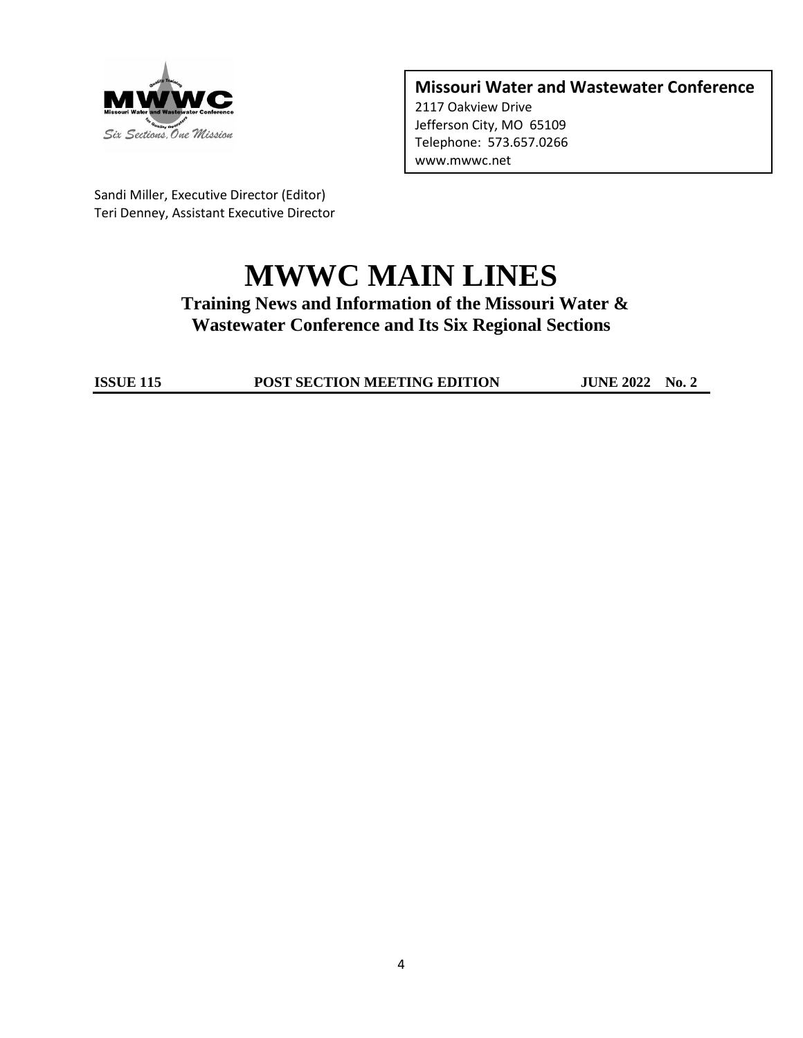**Missouri Water and Wastewater Conference**
2117 Oakview Drive
Jefferson City, MO 65109
Telephone: 573.657.0266
www.mwwc.net

Sandi Miller, Executive Director (Editor)
Teri Denney, Assistant Executive Director

# MWWC MAIN LINES

## Training News and Information of the Missouri Water & Wastewater Conference and Its Six Regional Sections

**ISSUE 115 POST SECTION MEETING EDITION JUNE 2022 No. 2**